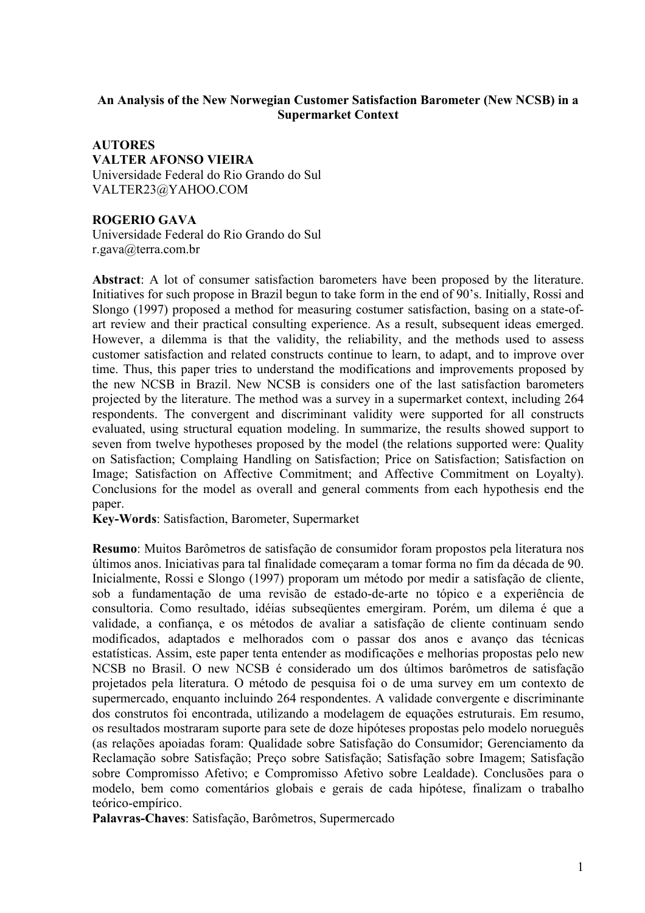**An Analysis of the New Norwegian Customer Satisfaction Barometer (New NCSB) in a Supermarket Context**

**AUTORES**
**VALTER AFONSO VIEIRA**
Universidade Federal do Rio Grande do Sul
VALTER23@YAHOO.COM

**ROGERIO GAVA**
Universidade Federal do Rio Grande do Sul
r.gava@terra.com.br

**Abstract**: A lot of consumer satisfaction barometers have been proposed by the literature. Initiatives for such propose in Brazil begun to take form in the end of 90's. Initially, Rossi and Slongo (1997) proposed a method for measuring costumer satisfaction, basing on a state-of-art review and their practical consulting experience. As a result, subsequent ideas emerged. However, a dilemma is that the validity, the reliability, and the methods used to assess customer satisfaction and related constructs continue to learn, to adapt, and to improve over time. Thus, this paper tries to understand the modifications and improvements proposed by the new NCSB in Brazil. New NCSB is considers one of the last satisfaction barometers projected by the literature. The method was a survey in a supermarket context, including 264 respondents. The convergent and discriminant validity were supported for all constructs evaluated, using structural equation modeling. In summarize, the results showed support to seven from twelve hypotheses proposed by the model (the relations supported were: Quality on Satisfaction; Complaing Handling on Satisfaction; Price on Satisfaction; Satisfaction on Image; Satisfaction on Affective Commitment; and Affective Commitment on Loyalty). Conclusions for the model as overall and general comments from each hypothesis end the paper.
**Key-Words**: Satisfaction, Barometer, Supermarket

**Resumo**: Muitos Barômetros de satisfação de consumidor foram propostos pela literatura nos últimos anos. Iniciativas para tal finalidade começaram a tomar forma no fim da década de 90. Inicialmente, Rossi e Slongo (1997) proporam um método por medir a satisfação de cliente, sob a fundamentação de uma revisão de estado-de-arte no tópico e a experiência de consultoria. Como resultado, idéias subseqüentes emergiram. Porém, um dilema é que a validade, a confiança, e os métodos de avaliar a satisfação de cliente continuam sendo modificados, adaptados e melhorados com o passar dos anos e avanço das técnicas estatísticas. Assim, este paper tenta entender as modificações e melhorias propostas pelo new NCSB no Brasil. O new NCSB é considerado um dos últimos barômetros de satisfação projetados pela literatura. O método de pesquisa foi o de uma survey em um contexto de supermercado, enquanto incluindo 264 respondentes. A validade convergente e discriminante dos construtos foi encontrada, utilizando a modelagem de equações estruturais. Em resumo, os resultados mostraram suporte para sete de doze hipóteses propostas pelo modelo norueguês (as relações apoiadas foram: Qualidade sobre Satisfação do Consumidor; Gerenciamento da Reclamação sobre Satisfação; Preço sobre Satisfação; Satisfação sobre Imagem; Satisfação sobre Compromisso Afetivo; e Compromisso Afetivo sobre Lealdade). Conclusões para o modelo, bem como comentários globais e gerais de cada hipótese, finalizam o trabalho teórico-empírico.
**Palavras-Chaves**: Satisfação, Barômetros, Supermercado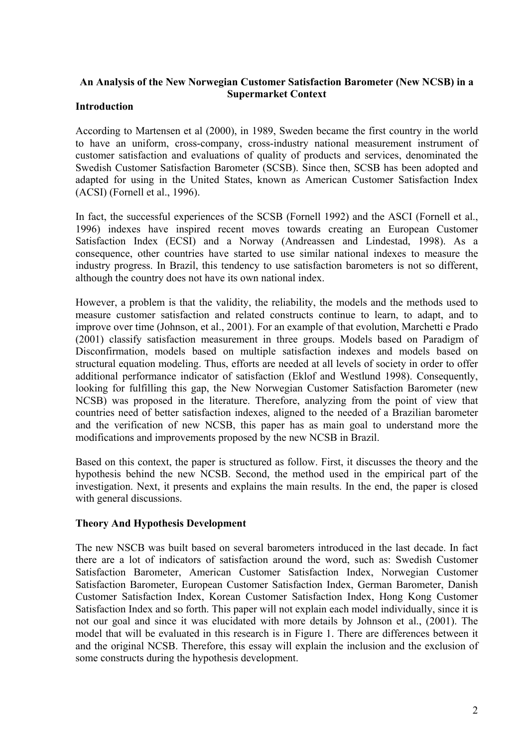**An Analysis of the New Norwegian Customer Satisfaction Barometer (New NCSB) in a Supermarket Context**

## Introduction

According to Martensen et al (2000), in 1989, Sweden became the first country in the world to have an uniform, cross-company, cross-industry national measurement instrument of customer satisfaction and evaluations of quality of products and services, denominated the Swedish Customer Satisfaction Barometer (SCSB). Since then, SCSB has been adopted and adapted for using in the United States, known as American Customer Satisfaction Index (ACSI) (Fornell et al., 1996).

In fact, the successful experiences of the SCSB (Fornell 1992) and the ASCI (Fornell et al., 1996) indexes have inspired recent moves towards creating an European Customer Satisfaction Index (ECSI) and a Norway (Andreassen and Lindestad, 1998). As a consequence, other countries have started to use similar national indexes to measure the industry progress. In Brazil, this tendency to use satisfaction barometers is not so different, although the country does not have its own national index.

However, a problem is that the validity, the reliability, the models and the methods used to measure customer satisfaction and related constructs continue to learn, to adapt, and to improve over time (Johnson, et al., 2001). For an example of that evolution, Marchetti e Prado (2001) classify satisfaction measurement in three groups. Models based on Paradigm of Disconfirmation, models based on multiple satisfaction indexes and models based on structural equation modeling. Thus, efforts are needed at all levels of society in order to offer additional performance indicator of satisfaction (Eklof and Westlund 1998). Consequently, looking for fulfilling this gap, the New Norwegian Customer Satisfaction Barometer (new NCSB) was proposed in the literature. Therefore, analyzing from the point of view that countries need of better satisfaction indexes, aligned to the needed of a Brazilian barometer and the verification of new NCSB, this paper has as main goal to understand more the modifications and improvements proposed by the new NCSB in Brazil.

Based on this context, the paper is structured as follow. First, it discusses the theory and the hypothesis behind the new NCSB. Second, the method used in the empirical part of the investigation. Next, it presents and explains the main results. In the end, the paper is closed with general discussions.

## Theory And Hypothesis Development

The new NSCB was built based on several barometers introduced in the last decade. In fact there are a lot of indicators of satisfaction around the word, such as: Swedish Customer Satisfaction Barometer, American Customer Satisfaction Index, Norwegian Customer Satisfaction Barometer, European Customer Satisfaction Index, German Barometer, Danish Customer Satisfaction Index, Korean Customer Satisfaction Index, Hong Kong Customer Satisfaction Index and so forth. This paper will not explain each model individually, since it is not our goal and since it was elucidated with more details by Johnson et al., (2001). The model that will be evaluated in this research is in Figure 1. There are differences between it and the original NCSB. Therefore, this essay will explain the inclusion and the exclusion of some constructs during the hypothesis development.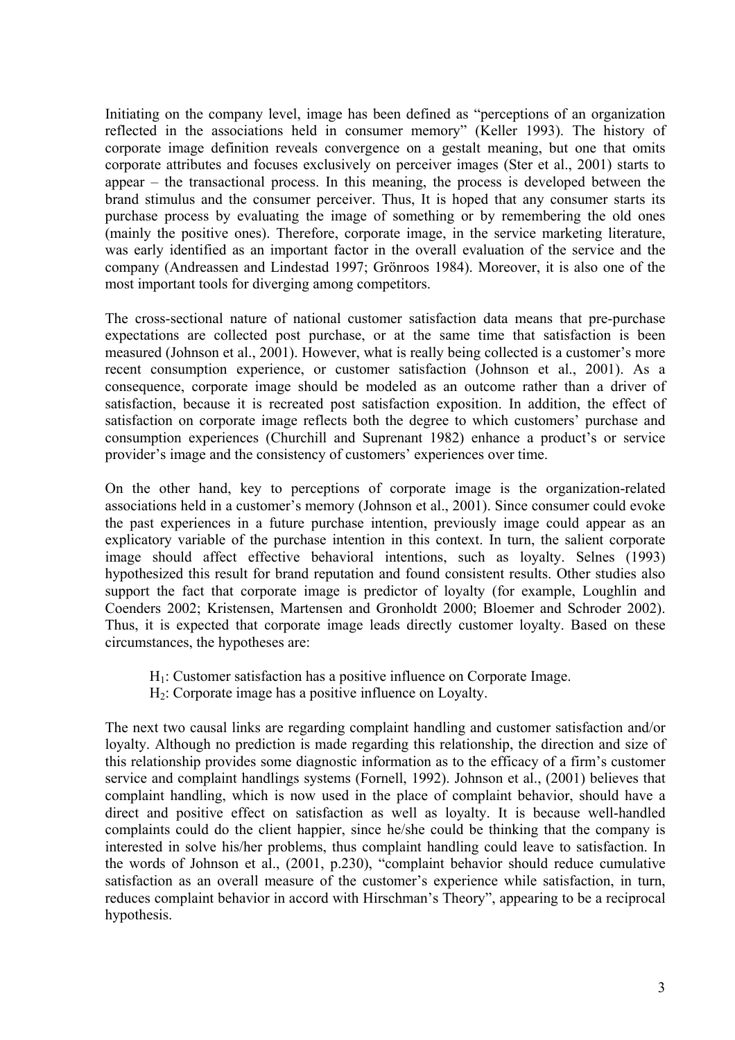Initiating on the company level, image has been defined as "perceptions of an organization reflected in the associations held in consumer memory" (Keller 1993). The history of corporate image definition reveals convergence on a gestalt meaning, but one that omits corporate attributes and focuses exclusively on perceiver images (Ster et al., 2001) starts to appear – the transactional process. In this meaning, the process is developed between the brand stimulus and the consumer perceiver. Thus, It is hoped that any consumer starts its purchase process by evaluating the image of something or by remembering the old ones (mainly the positive ones). Therefore, corporate image, in the service marketing literature, was early identified as an important factor in the overall evaluation of the service and the company (Andreassen and Lindestad 1997; Grönroos 1984). Moreover, it is also one of the most important tools for diverging among competitors.

The cross-sectional nature of national customer satisfaction data means that pre-purchase expectations are collected post purchase, or at the same time that satisfaction is been measured (Johnson et al., 2001). However, what is really being collected is a customer's more recent consumption experience, or customer satisfaction (Johnson et al., 2001). As a consequence, corporate image should be modeled as an outcome rather than a driver of satisfaction, because it is recreated post satisfaction exposition. In addition, the effect of satisfaction on corporate image reflects both the degree to which customers' purchase and consumption experiences (Churchill and Suprenant 1982) enhance a product's or service provider's image and the consistency of customers' experiences over time.

On the other hand, key to perceptions of corporate image is the organization-related associations held in a customer's memory (Johnson et al., 2001). Since consumer could evoke the past experiences in a future purchase intention, previously image could appear as an explicatory variable of the purchase intention in this context. In turn, the salient corporate image should affect effective behavioral intentions, such as loyalty. Selnes (1993) hypothesized this result for brand reputation and found consistent results. Other studies also support the fact that corporate image is predictor of loyalty (for example, Loughlin and Coenders 2002; Kristensen, Martensen and Gronholdt 2000; Bloemer and Schroder 2002). Thus, it is expected that corporate image leads directly customer loyalty. Based on these circumstances, the hypotheses are:

> $H_1$: Customer satisfaction has a positive influence on Corporate Image.
> $H_2$: Corporate image has a positive influence on Loyalty.

The next two causal links are regarding complaint handling and customer satisfaction and/or loyalty. Although no prediction is made regarding this relationship, the direction and size of this relationship provides some diagnostic information as to the efficacy of a firm's customer service and complaint handlings systems (Fornell, 1992). Johnson et al., (2001) believes that complaint handling, which is now used in the place of complaint behavior, should have a direct and positive effect on satisfaction as well as loyalty. It is because well-handled complaints could do the client happier, since he/she could be thinking that the company is interested in solve his/her problems, thus complaint handling could leave to satisfaction. In the words of Johnson et al., (2001, p.230), "complaint behavior should reduce cumulative satisfaction as an overall measure of the customer's experience while satisfaction, in turn, reduces complaint behavior in accord with Hirschman's Theory", appearing to be a reciprocal hypothesis.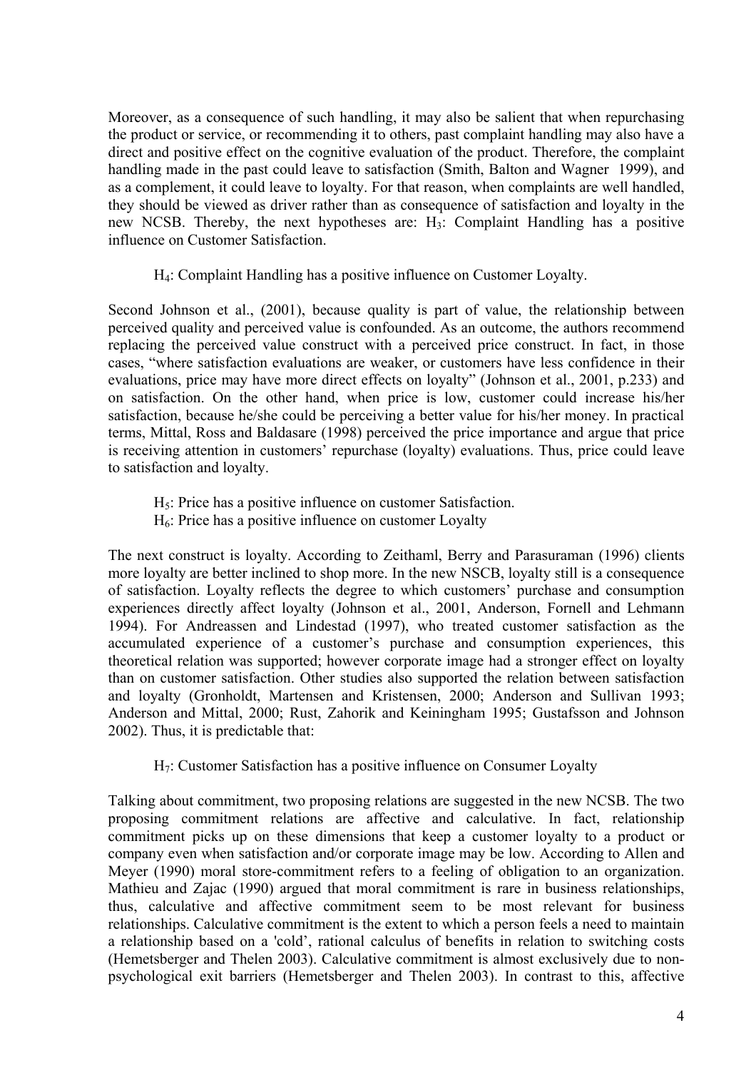Moreover, as a consequence of such handling, it may also be salient that when repurchasing the product or service, or recommending it to others, past complaint handling may also have a direct and positive effect on the cognitive evaluation of the product. Therefore, the complaint handling made in the past could leave to satisfaction (Smith, Balton and Wagner 1999), and as a complement, it could leave to loyalty. For that reason, when complaints are well handled, they should be viewed as driver rather than as consequence of satisfaction and loyalty in the new NCSB. Thereby, the next hypotheses are: $H_3$: Complaint Handling has a positive influence on Customer Satisfaction.

$H_4$: Complaint Handling has a positive influence on Customer Loyalty.

Second Johnson et al., (2001), because quality is part of value, the relationship between perceived quality and perceived value is confounded. As an outcome, the authors recommend replacing the perceived value construct with a perceived price construct. In fact, in those cases, "where satisfaction evaluations are weaker, or customers have less confidence in their evaluations, price may have more direct effects on loyalty" (Johnson et al., 2001, p.233) and on satisfaction. On the other hand, when price is low, customer could increase his/her satisfaction, because he/she could be perceiving a better value for his/her money. In practical terms, Mittal, Ross and Baldasare (1998) perceived the price importance and argue that price is receiving attention in customers' repurchase (loyalty) evaluations. Thus, price could leave to satisfaction and loyalty.

$H_5$: Price has a positive influence on customer Satisfaction.
$H_6$: Price has a positive influence on customer Loyalty

The next construct is loyalty. According to Zeithaml, Berry and Parasuraman (1996) clients more loyalty are better inclined to shop more. In the new NSCB, loyalty still is a consequence of satisfaction. Loyalty reflects the degree to which customers' purchase and consumption experiences directly affect loyalty (Johnson et al., 2001, Anderson, Fornell and Lehmann 1994). For Andreassen and Lindestad (1997), who treated customer satisfaction as the accumulated experience of a customer's purchase and consumption experiences, this theoretical relation was supported; however corporate image had a stronger effect on loyalty than on customer satisfaction. Other studies also supported the relation between satisfaction and loyalty (Gronholdt, Martensen and Kristensen, 2000; Anderson and Sullivan 1993; Anderson and Mittal, 2000; Rust, Zahorik and Keiningham 1995; Gustafsson and Johnson 2002). Thus, it is predictable that:

$H_7$: Customer Satisfaction has a positive influence on Consumer Loyalty

Talking about commitment, two proposing relations are suggested in the new NCSB. The two proposing commitment relations are affective and calculative. In fact, relationship commitment picks up on these dimensions that keep a customer loyalty to a product or company even when satisfaction and/or corporate image may be low. According to Allen and Meyer (1990) moral store-commitment refers to a feeling of obligation to an organization. Mathieu and Zajac (1990) argued that moral commitment is rare in business relationships, thus, calculative and affective commitment seem to be most relevant for business relationships. Calculative commitment is the extent to which a person feels a need to maintain a relationship based on a 'cold', rational calculus of benefits in relation to switching costs (Hemetsberger and Thelen 2003). Calculative commitment is almost exclusively due to non-psychological exit barriers (Hemetsberger and Thelen 2003). In contrast to this, affective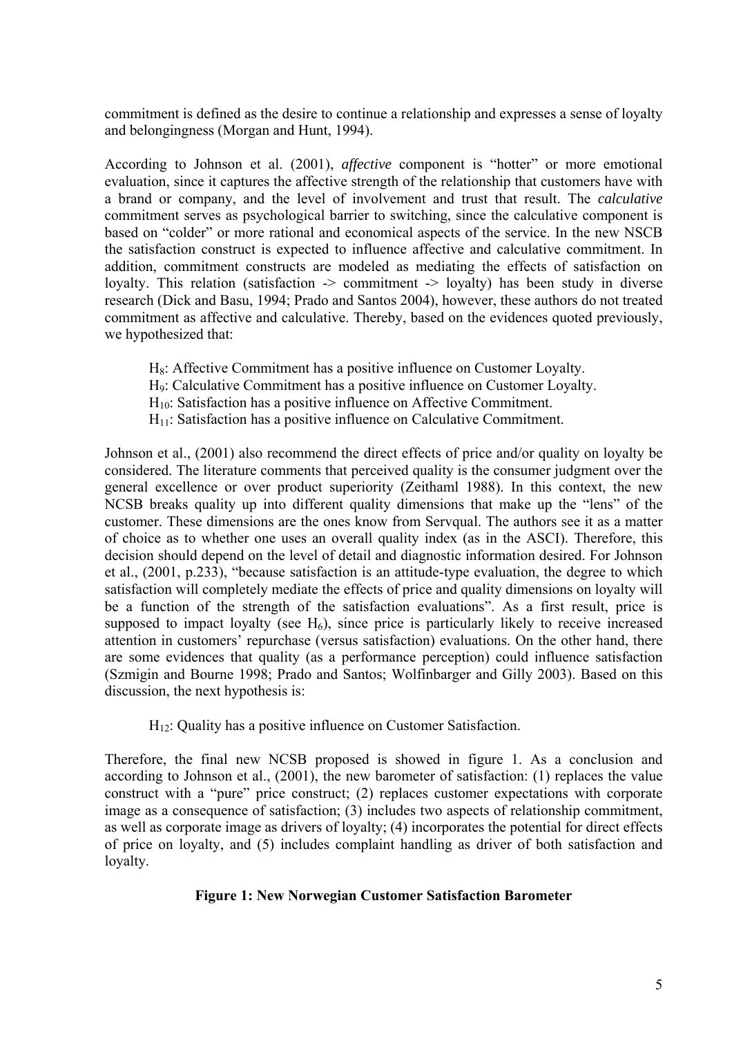commitment is defined as the desire to continue a relationship and expresses a sense of loyalty and belongingness (Morgan and Hunt, 1994).

According to Johnson et al. (2001), *affective* component is "hotter" or more emotional evaluation, since it captures the affective strength of the relationship that customers have with a brand or company, and the level of involvement and trust that result. The *calculative* commitment serves as psychological barrier to switching, since the calculative component is based on "colder" or more rational and economical aspects of the service. In the new NSCB the satisfaction construct is expected to influence affective and calculative commitment. In addition, commitment constructs are modeled as mediating the effects of satisfaction on loyalty. This relation (satisfaction -> commitment -> loyalty) has been study in diverse research (Dick and Basu, 1994; Prado and Santos 2004), however, these authors do not treated commitment as affective and calculative. Thereby, based on the evidences quoted previously, we hypothesized that:

$H_8$: Affective Commitment has a positive influence on Customer Loyalty.
$H_9$: Calculative Commitment has a positive influence on Customer Loyalty.
$H_{10}$: Satisfaction has a positive influence on Affective Commitment.
$H_{11}$: Satisfaction has a positive influence on Calculative Commitment.

Johnson et al., (2001) also recommend the direct effects of price and/or quality on loyalty be considered. The literature comments that perceived quality is the consumer judgment over the general excellence or over product superiority (Zeithaml 1988). In this context, the new NCSB breaks quality up into different quality dimensions that make up the "lens" of the customer. These dimensions are the ones know from Servqual. The authors see it as a matter of choice as to whether one uses an overall quality index (as in the ASCI). Therefore, this decision should depend on the level of detail and diagnostic information desired. For Johnson et al., (2001, p.233), "because satisfaction is an attitude-type evaluation, the degree to which satisfaction will completely mediate the effects of price and quality dimensions on loyalty will be a function of the strength of the satisfaction evaluations". As a first result, price is supposed to impact loyalty (see $H_6$), since price is particularly likely to receive increased attention in customers' repurchase (versus satisfaction) evaluations. On the other hand, there are some evidences that quality (as a performance perception) could influence satisfaction (Szmigin and Bourne 1998; Prado and Santos; Wolfinbarger and Gilly 2003). Based on this discussion, the next hypothesis is:

$H_{12}$: Quality has a positive influence on Customer Satisfaction.

Therefore, the final new NCSB proposed is showed in figure 1. As a conclusion and according to Johnson et al., (2001), the new barometer of satisfaction: (1) replaces the value construct with a "pure" price construct; (2) replaces customer expectations with corporate image as a consequence of satisfaction; (3) includes two aspects of relationship commitment, as well as corporate image as drivers of loyalty; (4) incorporates the potential for direct effects of price on loyalty, and (5) includes complaint handling as driver of both satisfaction and loyalty.

**Figure 1: New Norwegian Customer Satisfaction Barometer**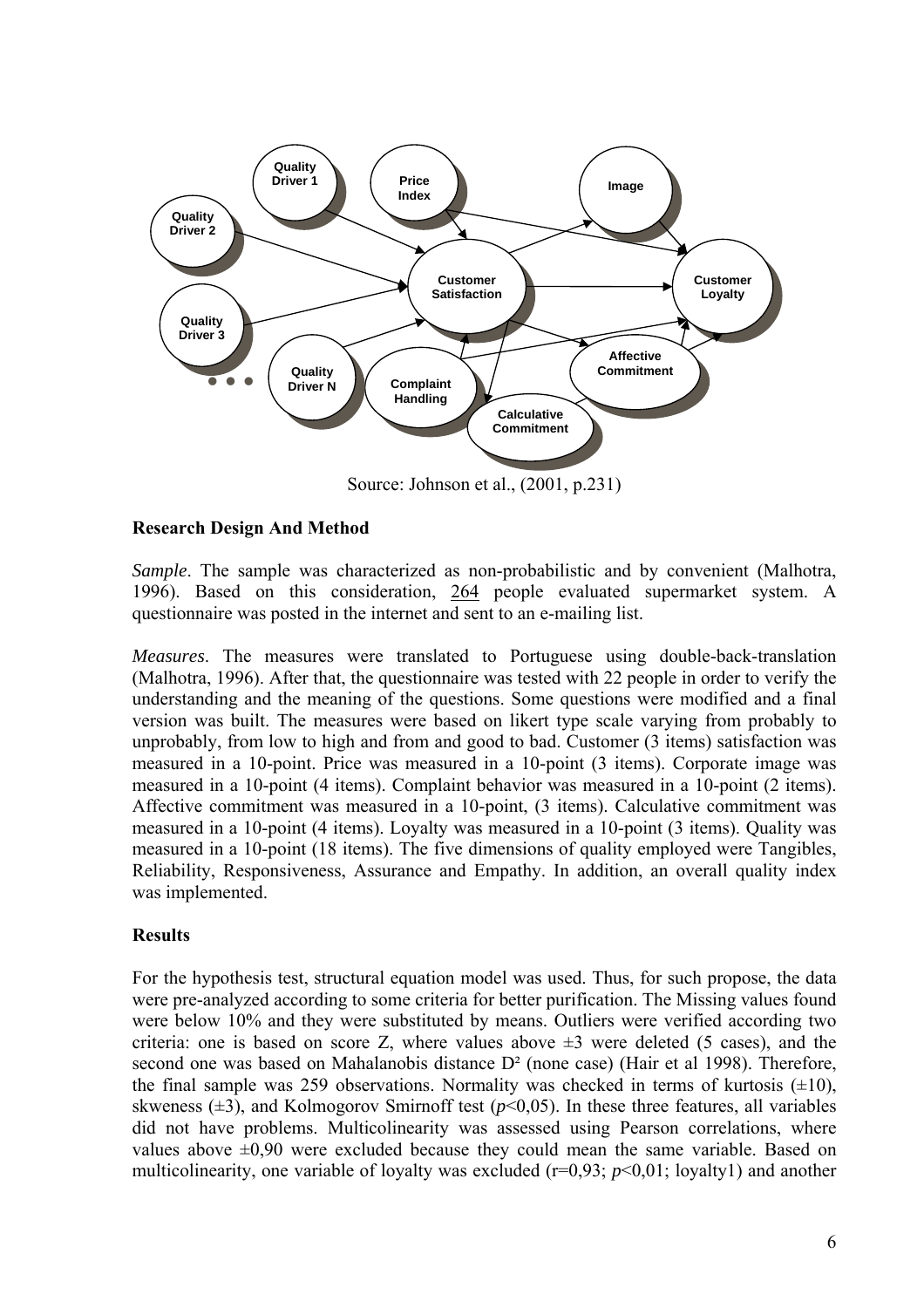Source: Johnson et al., (2001, p.231)

**Research Design And Method**

*Sample*. The sample was characterized as non-probabilistic and by convenient (Malhotra, 1996). Based on this consideration, 264 people evaluated supermarket system. A questionnaire was posted in the internet and sent to an e-mailing list.

*Measures*. The measures were translated to Portuguese using double-back-translation (Malhotra, 1996). After that, the questionnaire was tested with 22 people in order to verify the understanding and the meaning of the questions. Some questions were modified and a final version was built. The measures were based on likert type scale varying from probably to unprobably, from low to high and from and good to bad. Customer (3 items) satisfaction was measured in a 10-point. Price was measured in a 10-point (3 items). Corporate image was measured in a 10-point (4 items). Complaint behavior was measured in a 10-point (2 items). Affective commitment was measured in a 10-point, (3 items). Calculative commitment was measured in a 10-point (4 items). Loyalty was measured in a 10-point (3 items). Quality was measured in a 10-point (18 items). The five dimensions of quality employed were Tangibles, Reliability, Responsiveness, Assurance and Empathy. In addition, an overall quality index was implemented.

**Results**

For the hypothesis test, structural equation model was used. Thus, for such propose, the data were pre-analyzed according to some criteria for better purification. The Missing values found were below 10% and they were substituted by means. Outliers were verified according two criteria: one is based on score Z, where values above ±3 were deleted (5 cases), and the second one was based on Mahalanobis distance $D^2$ (none case) (Hair et al 1998). Therefore, the final sample was 259 observations. Normality was checked in terms of kurtosis (±10), skweness (±3), and Kolmogorov Smirnoff test ($p$<0,05). In these three features, all variables did not have problems. Multicolinearity was assessed using Pearson correlations, where values above ±0,90 were excluded because they could mean the same variable. Based on multicolinearity, one variable of loyalty was excluded (r=0,93; $p$<0,01; loyalty1) and another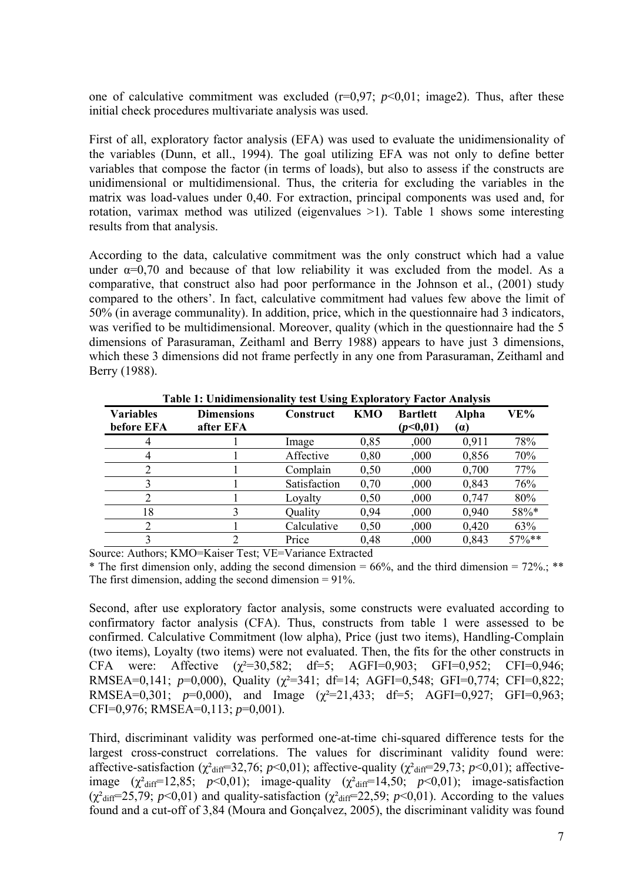one of calculative commitment was excluded (r=0,97; $p$<0,01; image2). Thus, after these initial check procedures multivariate analysis was used.

First of all, exploratory factor analysis (EFA) was used to evaluate the unidimensionality of the variables (Dunn, et all., 1994). The goal utilizing EFA was not only to define better variables that compose the factor (in terms of loads), but also to assess if the constructs are unidimensional or multidimensional. Thus, the criteria for excluding the variables in the matrix was load-values under 0,40. For extraction, principal components was used and, for rotation, varimax method was utilized (eigenvalues >1). Table 1 shows some interesting results from that analysis.

According to the data, calculative commitment was the only construct which had a value under $\alpha$=0,70 and because of that low reliability it was excluded from the model. As a comparative, that construct also had poor performance in the Johnson et al., (2001) study compared to the others'. In fact, calculative commitment had values few above the limit of 50% (in average communality). In addition, price, which in the questionnaire had 3 indicators, was verified to be multidimensional. Moreover, quality (which in the questionnaire had the 5 dimensions of Parasuraman, Zeithaml and Berry 1988) appears to have just 3 dimensions, which these 3 dimensions did not frame perfectly in any one from Parasuraman, Zeithaml and Berry (1988).

**Table 1: Unidimensionality test Using Exploratory Factor Analysis**

| Variables before EFA | Dimensions after EFA | Construct | KMO | Bartlett ($p$<0,01) | Alpha ($\alpha$) | VE% |
|---|---|---|---|---|---|---|
| 4 | 1 | Image | 0,85 | ,000 | 0,911 | 78% |
| 4 | 1 | Affective | 0,80 | ,000 | 0,856 | 70% |
| 2 | 1 | Complain | 0,50 | ,000 | 0,700 | 77% |
| 3 | 1 | Satisfaction | 0,70 | ,000 | 0,843 | 76% |
| 2 | 1 | Loyalty | 0,50 | ,000 | 0,747 | 80% |
| 18 | 3 | Quality | 0,94 | ,000 | 0,940 | 58%* |
| 2 | 1 | Calculative | 0,50 | ,000 | 0,420 | 63% |
| 3 | 2 | Price | 0,48 | ,000 | 0,843 | 57%** |

Source: Authors; KMO=Kaiser Test; VE=Variance Extracted

* The first dimension only, adding the second dimension = 66%, and the third dimension = 72%.; ** The first dimension, adding the second dimension = 91%.

Second, after use exploratory factor analysis, some constructs were evaluated according to confirmatory factor analysis (CFA). Thus, constructs from table 1 were assessed to be confirmed. Calculative Commitment (low alpha), Price (just two items), Handling-Complain (two items), Loyalty (two items) were not evaluated. Then, the fits for the other constructs in CFA were: Affective ($\chi^2$=30,582; df=5; AGFI=0,903; GFI=0,952; CFI=0,946; RMSEA=0,141; $p$=0,000), Quality ($\chi^2$=341; df=14; AGFI=0,548; GFI=0,774; CFI=0,822; RMSEA=0,301; $p$=0,000), and Image ($\chi^2$=21,433; df=5; AGFI=0,927; GFI=0,963; CFI=0,976; RMSEA=0,113; $p$=0,001).

Third, discriminant validity was performed one-at-time chi-squared difference tests for the largest cross-construct correlations. The values for discriminant validity found were: affective-satisfaction ($\chi^2_{diff}$=32,76; $p$<0,01); affective-quality ($\chi^2_{diff}$=29,73; $p$<0,01); affective-image ($\chi^2_{diff}$=12,85; $p$<0,01); image-quality ($\chi^2_{diff}$=14,50; $p$<0,01); image-satisfaction ($\chi^2_{diff}$=25,79; $p$<0,01) and quality-satisfaction ($\chi^2_{diff}$=22,59; $p$<0,01). According to the values found and a cut-off of 3,84 (Moura and Gonçalvez, 2005), the discriminant validity was found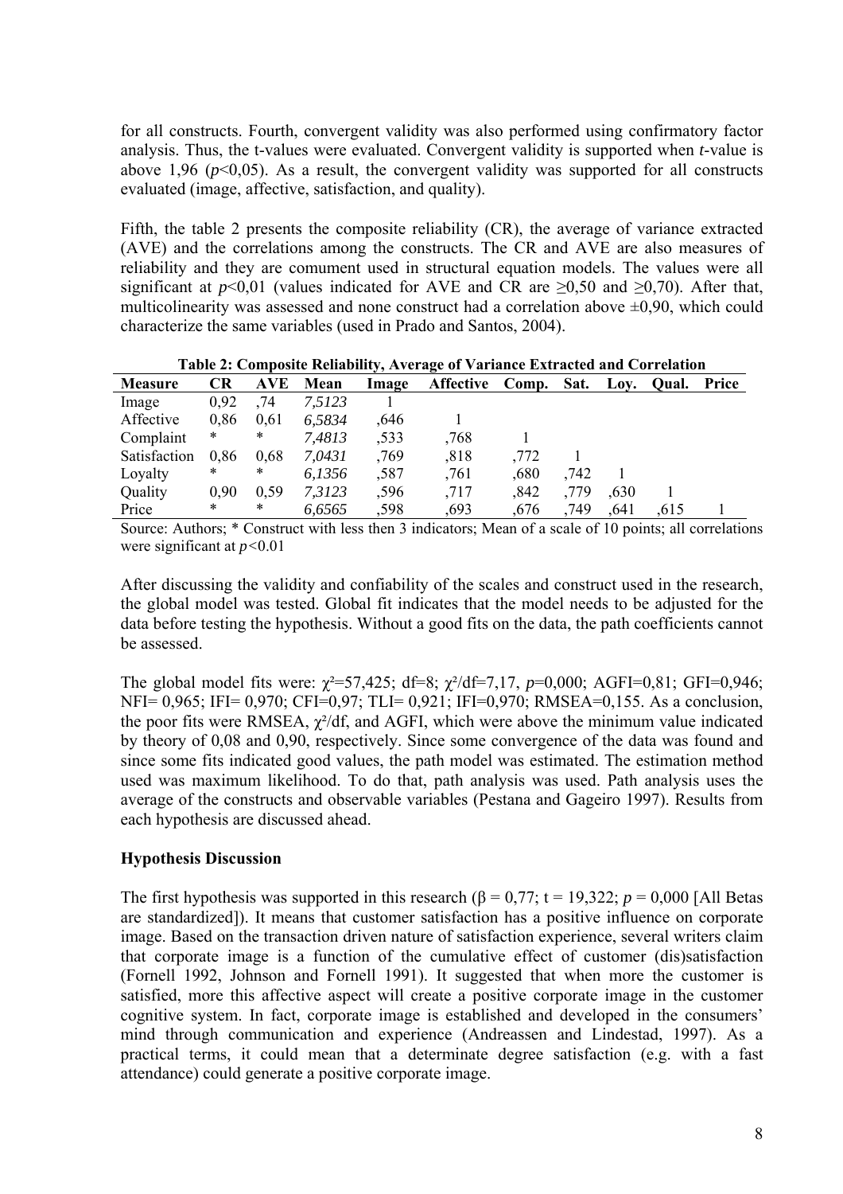for all constructs. Fourth, convergent validity was also performed using confirmatory factor analysis. Thus, the t-values were evaluated. Convergent validity is supported when *t*-value is above 1,96 ($p$<0,05). As a result, the convergent validity was supported for all constructs evaluated (image, affective, satisfaction, and quality).

Fifth, the table 2 presents the composite reliability (CR), the average of variance extracted (AVE) and the correlations among the constructs. The CR and AVE are also measures of reliability and they are comument used in structural equation models. The values were all significant at $p$<0,01 (values indicated for AVE and CR are ≥0,50 and ≥0,70). After that, multicolinearity was assessed and none construct had a correlation above ±0,90, which could characterize the same variables (used in Prado and Santos, 2004).

**Table 2: Composite Reliability, Average of Variance Extracted and Correlation**

| Measure | CR | AVE | Mean | Image | Affective | Comp. | Sat. | Loy. | Qual. | Price |
|---|---|---|---|---|---|---|---|---|---|---|
| Image | 0,92 | ,74 | *7,5123* | 1 | | | | | | |
| Affective | 0,86 | 0,61 | *6,5834* | ,646 | 1 | | | | | |
| Complaint | * | * | *7,4813* | ,533 | ,768 | 1 | | | | |
| Satisfaction | 0,86 | 0,68 | *7,0431* | ,769 | ,818 | ,772 | 1 | | | |
| Loyalty | * | * | *6,1356* | ,587 | ,761 | ,680 | ,742 | 1 | | |
| Quality | 0,90 | 0,59 | *7,3123* | ,596 | ,717 | ,842 | ,779 | ,630 | 1 | |
| Price | * | * | *6,6565* | ,598 | ,693 | ,676 | ,749 | ,641 | ,615 | 1 |

Source: Authors; * Construct with less then 3 indicators; Mean of a scale of 10 points; all correlations were significant at $p$<0.01

After discussing the validity and confiability of the scales and construct used in the research, the global model was tested. Global fit indicates that the model needs to be adjusted for the data before testing the hypothesis. Without a good fits on the data, the path coefficients cannot be assessed.

The global model fits were: $\chi^2$=57,425; df=8; $\chi^2$/df=7,17, $p$=0,000; AGFI=0,81; GFI=0,946; NFI= 0,965; IFI= 0,970; CFI=0,97; TLI= 0,921; IFI=0,970; RMSEA=0,155. As a conclusion, the poor fits were RMSEA, $\chi^2$/df, and AGFI, which were above the minimum value indicated by theory of 0,08 and 0,90, respectively. Since some convergence of the data was found and since some fits indicated good values, the path model was estimated. The estimation method used was maximum likelihood. To do that, path analysis was used. Path analysis uses the average of the constructs and observable variables (Pestana and Gageiro 1997). Results from each hypothesis are discussed ahead.

### Hypothesis Discussion

The first hypothesis was supported in this research ($\beta$ = 0,77; t = 19,322; $p$ = 0,000 [All Betas are standardized]). It means that customer satisfaction has a positive influence on corporate image. Based on the transaction driven nature of satisfaction experience, several writers claim that corporate image is a function of the cumulative effect of customer (dis)satisfaction (Fornell 1992, Johnson and Fornell 1991). It suggested that when more the customer is satisfied, more this affective aspect will create a positive corporate image in the customer cognitive system. In fact, corporate image is established and developed in the consumers' mind through communication and experience (Andreassen and Lindestad, 1997). As a practical terms, it could mean that a determinate degree satisfaction (e.g. with a fast attendance) could generate a positive corporate image.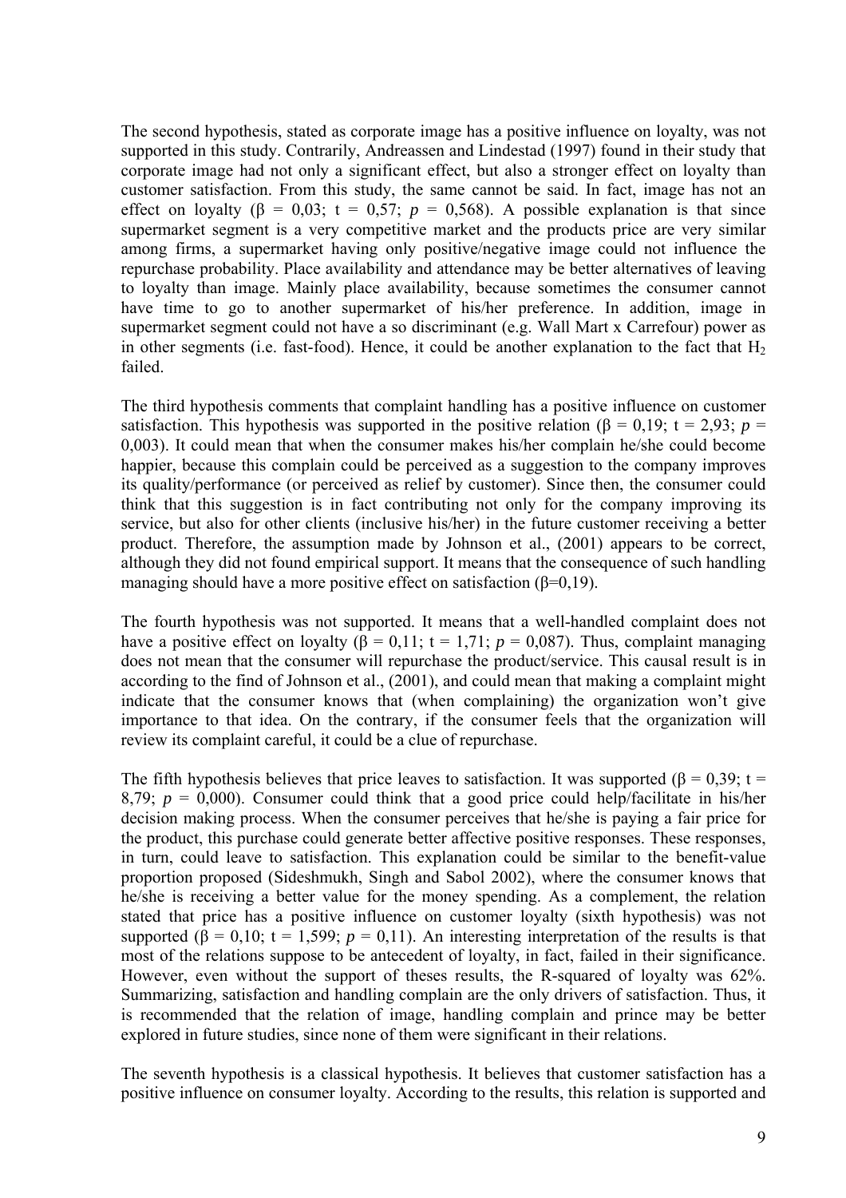The second hypothesis, stated as corporate image has a positive influence on loyalty, was not supported in this study. Contrarily, Andreassen and Lindestad (1997) found in their study that corporate image had not only a significant effect, but also a stronger effect on loyalty than customer satisfaction. From this study, the same cannot be said. In fact, image has not an effect on loyalty (β = 0,03; t = 0,57; *p* = 0,568). A possible explanation is that since supermarket segment is a very competitive market and the products price are very similar among firms, a supermarket having only positive/negative image could not influence the repurchase probability. Place availability and attendance may be better alternatives of leaving to loyalty than image. Mainly place availability, because sometimes the consumer cannot have time to go to another supermarket of his/her preference. In addition, image in supermarket segment could not have a so discriminant (e.g. Wall Mart x Carrefour) power as in other segments (i.e. fast-food). Hence, it could be another explanation to the fact that $H_2$ failed.

The third hypothesis comments that complaint handling has a positive influence on customer satisfaction. This hypothesis was supported in the positive relation (β = 0,19; t = 2,93; *p* = 0,003). It could mean that when the consumer makes his/her complain he/she could become happier, because this complain could be perceived as a suggestion to the company improves its quality/performance (or perceived as relief by customer). Since then, the consumer could think that this suggestion is in fact contributing not only for the company improving its service, but also for other clients (inclusive his/her) in the future customer receiving a better product. Therefore, the assumption made by Johnson et al., (2001) appears to be correct, although they did not found empirical support. It means that the consequence of such handling managing should have a more positive effect on satisfaction (β=0,19).

The fourth hypothesis was not supported. It means that a well-handled complaint does not have a positive effect on loyalty (β = 0,11; t = 1,71; *p* = 0,087). Thus, complaint managing does not mean that the consumer will repurchase the product/service. This causal result is in according to the find of Johnson et al., (2001), and could mean that making a complaint might indicate that the consumer knows that (when complaining) the organization won't give importance to that idea. On the contrary, if the consumer feels that the organization will review its complaint careful, it could be a clue of repurchase.

The fifth hypothesis believes that price leaves to satisfaction. It was supported (β = 0,39; t = 8,79; *p* = 0,000). Consumer could think that a good price could help/facilitate in his/her decision making process. When the consumer perceives that he/she is paying a fair price for the product, this purchase could generate better affective positive responses. These responses, in turn, could leave to satisfaction. This explanation could be similar to the benefit-value proportion proposed (Sideshmukh, Singh and Sabol 2002), where the consumer knows that he/she is receiving a better value for the money spending. As a complement, the relation stated that price has a positive influence on customer loyalty (sixth hypothesis) was not supported (β = 0,10; t = 1,599; *p* = 0,11). An interesting interpretation of the results is that most of the relations suppose to be antecedent of loyalty, in fact, failed in their significance. However, even without the support of theses results, the R-squared of loyalty was 62%. Summarizing, satisfaction and handling complain are the only drivers of satisfaction. Thus, it is recommended that the relation of image, handling complain and prince may be better explored in future studies, since none of them were significant in their relations.

The seventh hypothesis is a classical hypothesis. It believes that customer satisfaction has a positive influence on consumer loyalty. According to the results, this relation is supported and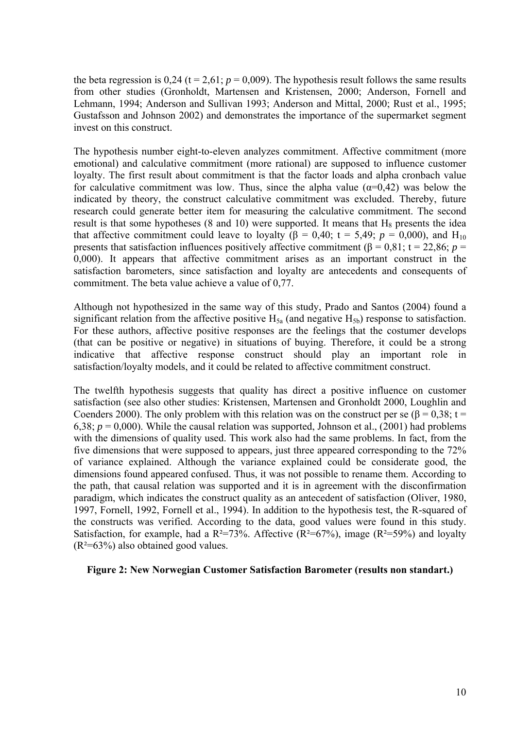the beta regression is 0,24 (t = 2,61; $p$ = 0,009). The hypothesis result follows the same results from other studies (Gronholdt, Martensen and Kristensen, 2000; Anderson, Fornell and Lehmann, 1994; Anderson and Sullivan 1993; Anderson and Mittal, 2000; Rust et al., 1995; Gustafsson and Johnson 2002) and demonstrates the importance of the supermarket segment invest on this construct.

The hypothesis number eight-to-eleven analyzes commitment. Affective commitment (more emotional) and calculative commitment (more rational) are supposed to influence customer loyalty. The first result about commitment is that the factor loads and alpha cronbach value for calculative commitment was low. Thus, since the alpha value ($\alpha$=0,42) was below the indicated by theory, the construct calculative commitment was excluded. Thereby, future research could generate better item for measuring the calculative commitment. The second result is that some hypotheses (8 and 10) were supported. It means that $H_8$ presents the idea that affective commitment could leave to loyalty ($\beta$ = 0,40; t = 5,49; $p$ = 0,000), and $H_{10}$ presents that satisfaction influences positively affective commitment ($\beta$ = 0,81; t = 22,86; $p$ = 0,000). It appears that affective commitment arises as an important construct in the satisfaction barometers, since satisfaction and loyalty are antecedents and consequents of commitment. The beta value achieve a value of 0,77.

Although not hypothesized in the same way of this study, Prado and Santos (2004) found a significant relation from the affective positive $H_{5a}$ (and negative $H_{5b}$) response to satisfaction. For these authors, affective positive responses are the feelings that the costumer develops (that can be positive or negative) in situations of buying. Therefore, it could be a strong indicative that affective response construct should play an important role in satisfaction/loyalty models, and it could be related to affective commitment construct.

The twelfth hypothesis suggests that quality has direct a positive influence on customer satisfaction (see also other studies: Kristensen, Martensen and Gronholdt 2000, Loughlin and Coenders 2000). The only problem with this relation was on the construct per se ($\beta$ = 0,38; t = 6,38; $p$ = 0,000). While the causal relation was supported, Johnson et al., (2001) had problems with the dimensions of quality used. This work also had the same problems. In fact, from the five dimensions that were supposed to appears, just three appeared corresponding to the 72% of variance explained. Although the variance explained could be considerate good, the dimensions found appeared confused. Thus, it was not possible to rename them. According to the path, that causal relation was supported and it is in agreement with the disconfirmation paradigm, which indicates the construct quality as an antecedent of satisfaction (Oliver, 1980, 1997, Fornell, 1992, Fornell et al., 1994). In addition to the hypothesis test, the R-squared of the constructs was verified. According to the data, good values were found in this study. Satisfaction, for example, had a $R^2$=73%. Affective ($R^2$=67%), image ($R^2$=59%) and loyalty ($R^2$=63%) also obtained good values.

**Figure 2: New Norwegian Customer Satisfaction Barometer (results non standart.)**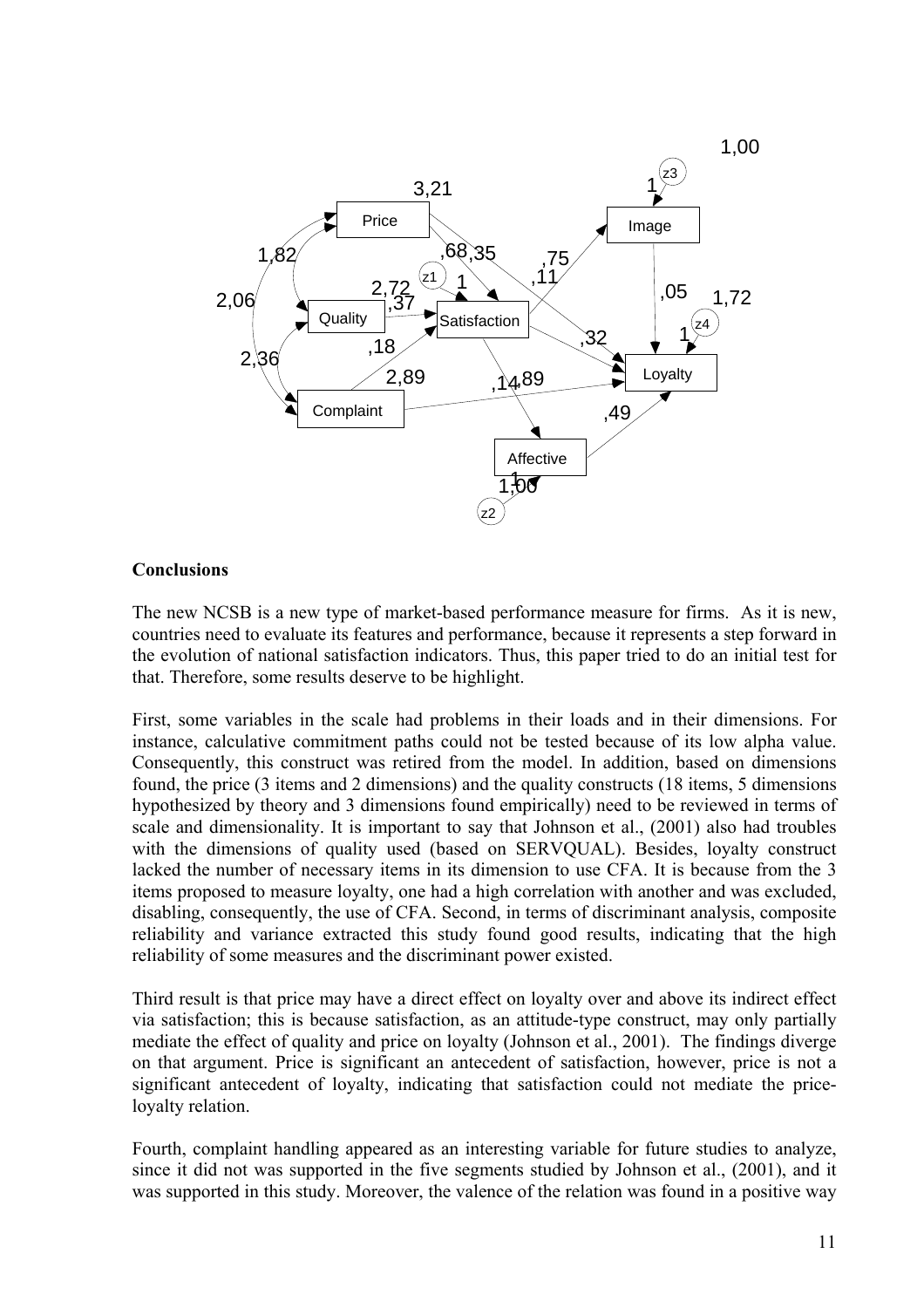Price

Quality

Complaint

Satisfaction

Image

Loyalty

Affective

z1

z2

z3

z4

3,21

1,82

2,06

2,36

2,72

,37

,18

2,89

,68

,35

1

,75

,11

,32

,14

,89

,49

,05

1,00

1

1,72

1

1,00

1

## Conclusions

The new NCSB is a new type of market-based performance measure for firms. As it is new, countries need to evaluate its features and performance, because it represents a step forward in the evolution of national satisfaction indicators. Thus, this paper tried to do an initial test for that. Therefore, some results deserve to be highlight.

First, some variables in the scale had problems in their loads and in their dimensions. For instance, calculative commitment paths could not be tested because of its low alpha value. Consequently, this construct was retired from the model. In addition, based on dimensions found, the price (3 items and 2 dimensions) and the quality constructs (18 items, 5 dimensions hypothesized by theory and 3 dimensions found empirically) need to be reviewed in terms of scale and dimensionality. It is important to say that Johnson et al., (2001) also had troubles with the dimensions of quality used (based on SERVQUAL). Besides, loyalty construct lacked the number of necessary items in its dimension to use CFA. It is because from the 3 items proposed to measure loyalty, one had a high correlation with another and was excluded, disabling, consequently, the use of CFA. Second, in terms of discriminant analysis, composite reliability and variance extracted this study found good results, indicating that the high reliability of some measures and the discriminant power existed.

Third result is that price may have a direct effect on loyalty over and above its indirect effect via satisfaction; this is because satisfaction, as an attitude-type construct, may only partially mediate the effect of quality and price on loyalty (Johnson et al., 2001). The findings diverge on that argument. Price is significant an antecedent of satisfaction, however, price is not a significant antecedent of loyalty, indicating that satisfaction could not mediate the price-loyalty relation.

Fourth, complaint handling appeared as an interesting variable for future studies to analyze, since it did not was supported in the five segments studied by Johnson et al., (2001), and it was supported in this study. Moreover, the valence of the relation was found in a positive way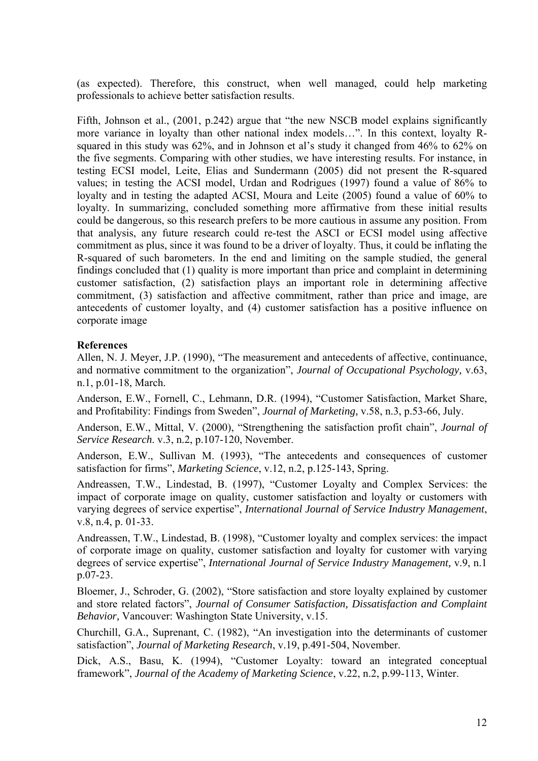(as expected). Therefore, this construct, when well managed, could help marketing professionals to achieve better satisfaction results.

Fifth, Johnson et al., (2001, p.242) argue that "the new NSCB model explains significantly more variance in loyalty than other national index models…". In this context, loyalty R-squared in this study was 62%, and in Johnson et al's study it changed from 46% to 62% on the five segments. Comparing with other studies, we have interesting results. For instance, in testing ECSI model, Leite, Elias and Sundermann (2005) did not present the R-squared values; in testing the ACSI model, Urdan and Rodrigues (1997) found a value of 86% to loyalty and in testing the adapted ACSI, Moura and Leite (2005) found a value of 60% to loyalty. In summarizing, concluded something more affirmative from these initial results could be dangerous, so this research prefers to be more cautious in assume any position. From that analysis, any future research could re-test the ASCI or ECSI model using affective commitment as plus, since it was found to be a driver of loyalty. Thus, it could be inflating the R-squared of such barometers. In the end and limiting on the sample studied, the general findings concluded that (1) quality is more important than price and complaint in determining customer satisfaction, (2) satisfaction plays an important role in determining affective commitment, (3) satisfaction and affective commitment, rather than price and image, are antecedents of customer loyalty, and (4) customer satisfaction has a positive influence on corporate image

**References**

Allen, N. J. Meyer, J.P. (1990), "The measurement and antecedents of affective, continuance, and normative commitment to the organization", *Journal of Occupational Psychology,* v.63, n.1, p.01-18, March.

Anderson, E.W., Fornell, C., Lehmann, D.R. (1994), "Customer Satisfaction, Market Share, and Profitability: Findings from Sweden", *Journal of Marketing,* v.58, n.3, p.53-66, July.

Anderson, E.W., Mittal, V. (2000), "Strengthening the satisfaction profit chain", *Journal of Service Research*. v.3, n.2, p.107-120, November.

Anderson, E.W., Sullivan M. (1993), "The antecedents and consequences of customer satisfaction for firms", *Marketing Science*, v.12, n.2, p.125-143, Spring.

Andreassen, T.W., Lindestad, B. (1997), "Customer Loyalty and Complex Services: the impact of corporate image on quality, customer satisfaction and loyalty or customers with varying degrees of service expertise", *International Journal of Service Industry Management*, v.8, n.4, p. 01-33.

Andreassen, T.W., Lindestad, B. (1998), "Customer loyalty and complex services: the impact of corporate image on quality, customer satisfaction and loyalty for customer with varying degrees of service expertise", *International Journal of Service Industry Management,* v.9, n.1 p.07-23.

Bloemer, J., Schroder, G. (2002), "Store satisfaction and store loyalty explained by customer and store related factors", *Journal of Consumer Satisfaction, Dissatisfaction and Complaint Behavior,* Vancouver: Washington State University, v.15.

Churchill, G.A., Suprenant, C. (1982), "An investigation into the determinants of customer satisfaction", *Journal of Marketing Research*, v.19, p.491-504, November.

Dick, A.S., Basu, K. (1994), "Customer Loyalty: toward an integrated conceptual framework", *Journal of the Academy of Marketing Science*, v.22, n.2, p.99-113, Winter.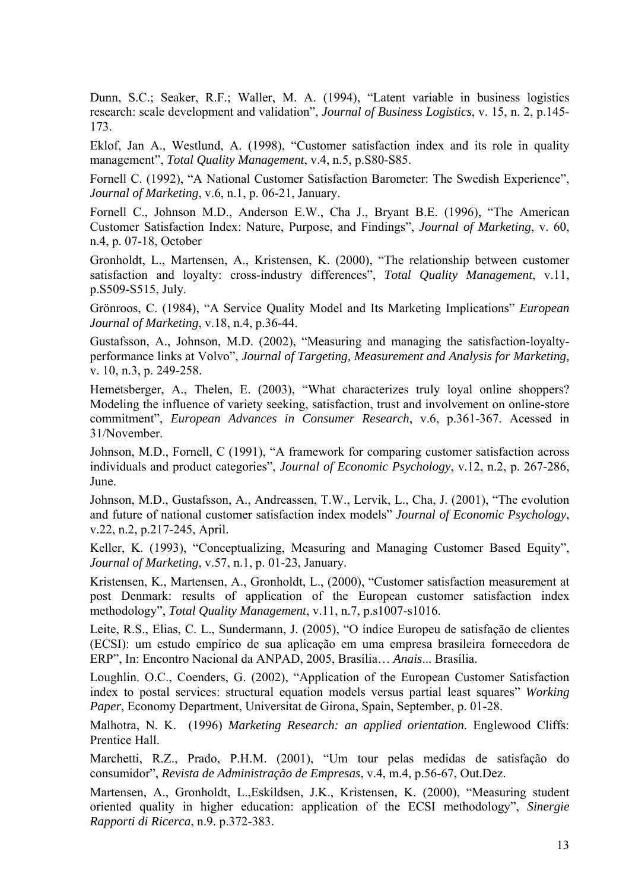Dunn, S.C.; Seaker, R.F.; Waller, M. A. (1994), "Latent variable in business logistics research: scale development and validation", *Journal of Business Logistics*, v. 15, n. 2, p.145-173.

Eklof, Jan A., Westlund, A. (1998), "Customer satisfaction index and its role in quality management", *Total Quality Management*, v.4, n.5, p.S80-S85.

Fornell C. (1992), "A National Customer Satisfaction Barometer: The Swedish Experience", *Journal of Marketing*, v.6, n.1, p. 06-21, January.

Fornell C., Johnson M.D., Anderson E.W., Cha J., Bryant B.E. (1996), "The American Customer Satisfaction Index: Nature, Purpose, and Findings", *Journal of Marketing*, v. 60, n.4, p. 07-18, October

Gronholdt, L., Martensen, A., Kristensen, K. (2000), "The relationship between customer satisfaction and loyalty: cross-industry differences", *Total Quality Management*, v.11, p.S509-S515, July.

Grönroos, C. (1984), "A Service Quality Model and Its Marketing Implications" *European Journal of Marketing*, v.18, n.4, p.36-44.

Gustafsson, A., Johnson, M.D. (2002), "Measuring and managing the satisfaction-loyalty-performance links at Volvo", *Journal of Targeting, Measurement and Analysis for Marketing,* v. 10, n.3, p. 249-258.

Hemetsberger, A., Thelen, E. (2003), "What characterizes truly loyal online shoppers? Modeling the influence of variety seeking, satisfaction, trust and involvement on online-store commitment", *European Advances in Consumer Research*, v.6, p.361-367. Acessed in 31/November.

Johnson, M.D., Fornell, C (1991), "A framework for comparing customer satisfaction across individuals and product categories", *Journal of Economic Psychology*, v.12, n.2, p. 267-286, June.

Johnson, M.D., Gustafsson, A., Andreassen, T.W., Lervik, L., Cha, J. (2001), "The evolution and future of national customer satisfaction index models" *Journal of Economic Psychology*, v.22, n.2, p.217-245, April.

Keller, K. (1993), "Conceptualizing, Measuring and Managing Customer Based Equity", *Journal of Marketing*, v.57, n.1, p. 01-23, January.

Kristensen, K., Martensen, A., Gronholdt, L., (2000), "Customer satisfaction measurement at post Denmark: results of application of the European customer satisfaction index methodology", *Total Quality Management*, v.11, n.7, p.s1007-s1016.

Leite, R.S., Elias, C. L., Sundermann, J. (2005), "O índice Europeu de satisfação de clientes (ECSI): um estudo empírico de sua aplicação em uma empresa brasileira fornecedora de ERP", In: Encontro Nacional da ANPAD, 2005, Brasília… *Anais*... Brasília.

Loughlin. O.C., Coenders, G. (2002), "Application of the European Customer Satisfaction index to postal services: structural equation models versus partial least squares" *Working Paper*, Economy Department, Universitat de Girona, Spain, September, p. 01-28.

Malhotra, N. K. (1996) *Marketing Research: an applied orientation*. Englewood Cliffs: Prentice Hall.

Marchetti, R.Z., Prado, P.H.M. (2001), "Um tour pelas medidas de satisfação do consumidor", *Revista de Administração de Empresas*, v.4, m.4, p.56-67, Out.Dez.

Martensen, A., Gronholdt, L.,Eskildsen, J.K., Kristensen, K. (2000), "Measuring student oriented quality in higher education: application of the ECSI methodology", *Sinergie Rapporti di Ricerca*, n.9. p.372-383.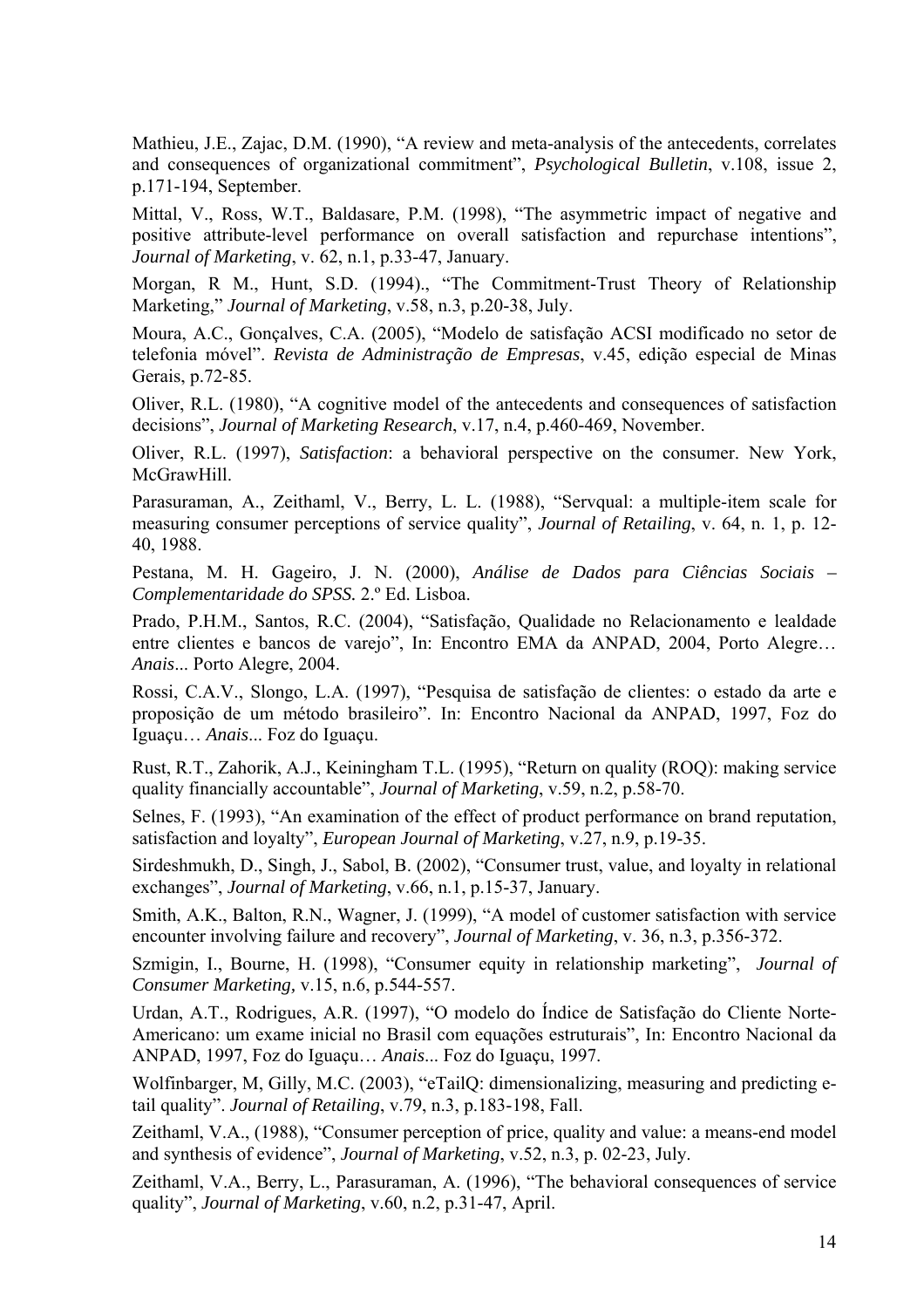Mathieu, J.E., Zajac, D.M. (1990), "A review and meta-analysis of the antecedents, correlates and consequences of organizational commitment", *Psychological Bulletin*, v.108, issue 2, p.171-194, September.

Mittal, V., Ross, W.T., Baldasare, P.M. (1998), "The asymmetric impact of negative and positive attribute-level performance on overall satisfaction and repurchase intentions", *Journal of Marketing*, v. 62, n.1, p.33-47, January.

Morgan, R M., Hunt, S.D. (1994)., "The Commitment-Trust Theory of Relationship Marketing," *Journal of Marketing*, v.58, n.3, p.20-38, July.

Moura, A.C., Gonçalves, C.A. (2005), "Modelo de satisfação ACSI modificado no setor de telefonia móvel". *Revista de Administração de Empresas*, v.45, edição especial de Minas Gerais, p.72-85.

Oliver, R.L. (1980), "A cognitive model of the antecedents and consequences of satisfaction decisions", *Journal of Marketing Research*, v.17, n.4, p.460-469, November.

Oliver, R.L. (1997), *Satisfaction*: a behavioral perspective on the consumer. New York, McGrawHill.

Parasuraman, A., Zeithaml, V., Berry, L. L. (1988), "Servqual: a multiple-item scale for measuring consumer perceptions of service quality", *Journal of Retailing*, v. 64, n. 1, p. 12-40, 1988.

Pestana, M. H. Gageiro, J. N. (2000), *Análise de Dados para Ciências Sociais – Complementaridade do SPSS.* 2.º Ed. Lisboa.

Prado, P.H.M., Santos, R.C. (2004), "Satisfação, Qualidade no Relacionamento e lealdade entre clientes e bancos de varejo", In: Encontro EMA da ANPAD, 2004, Porto Alegre… *Anais*... Porto Alegre, 2004.

Rossi, C.A.V., Slongo, L.A. (1997), "Pesquisa de satisfação de clientes: o estado da arte e proposição de um método brasileiro". In: Encontro Nacional da ANPAD, 1997, Foz do Iguaçu… *Anais*... Foz do Iguaçu.

Rust, R.T., Zahorik, A.J., Keiningham T.L. (1995), "Return on quality (ROQ): making service quality financially accountable", *Journal of Marketing*, v.59, n.2, p.58-70.

Selnes, F. (1993), "An examination of the effect of product performance on brand reputation, satisfaction and loyalty", *European Journal of Marketing*, v.27, n.9, p.19-35.

Sirdeshmukh, D., Singh, J., Sabol, B. (2002), "Consumer trust, value, and loyalty in relational exchanges", *Journal of Marketing*, v.66, n.1, p.15-37, January.

Smith, A.K., Balton, R.N., Wagner, J. (1999), "A model of customer satisfaction with service encounter involving failure and recovery", *Journal of Marketing*, v. 36, n.3, p.356-372.

Szmigin, I., Bourne, H. (1998), "Consumer equity in relationship marketing", *Journal of Consumer Marketing,* v.15, n.6, p.544-557.

Urdan, A.T., Rodrigues, A.R. (1997), "O modelo do Índice de Satisfação do Cliente Norte-Americano: um exame inicial no Brasil com equações estruturais", In: Encontro Nacional da ANPAD, 1997, Foz do Iguaçu… *Anais*... Foz do Iguaçu, 1997.

Wolfinbarger, M, Gilly, M.C. (2003), "eTailQ: dimensionalizing, measuring and predicting e-tail quality". *Journal of Retailing*, v.79, n.3, p.183-198, Fall.

Zeithaml, V.A., (1988), "Consumer perception of price, quality and value: a means-end model and synthesis of evidence", *Journal of Marketing*, v.52, n.3, p. 02-23, July.

Zeithaml, V.A., Berry, L., Parasuraman, A. (1996), "The behavioral consequences of service quality", *Journal of Marketing*, v.60, n.2, p.31-47, April.